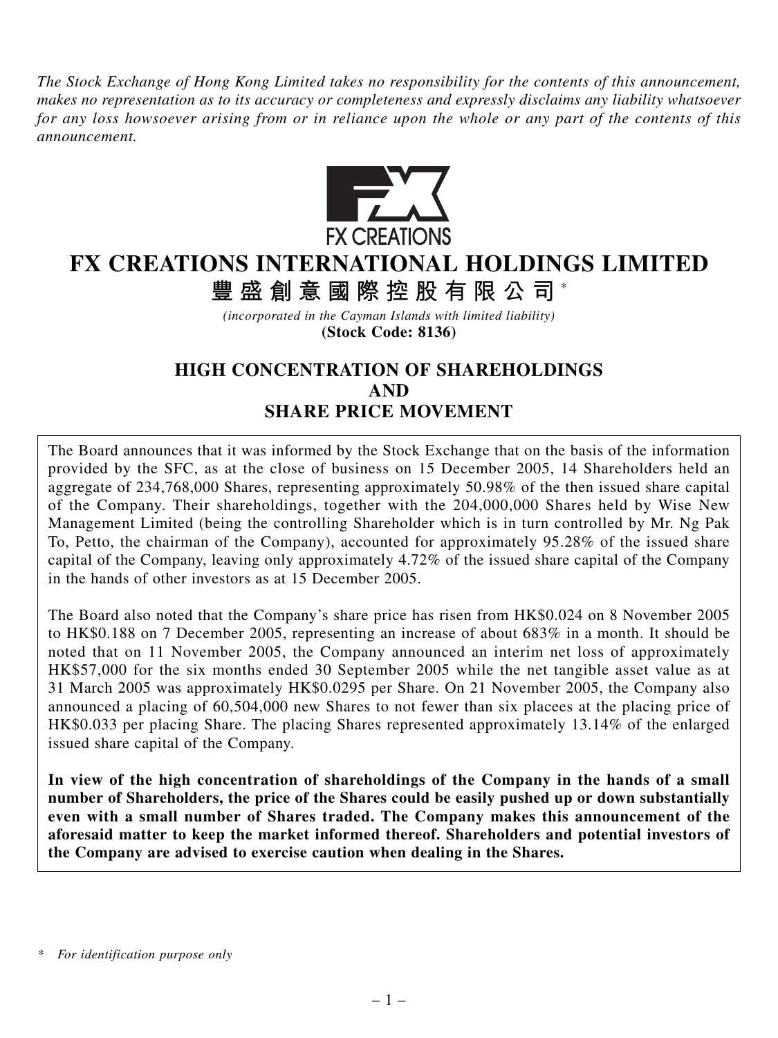*The Stock Exchange of Hong Kong Limited takes no responsibility for the contents of this announcement, makes no representation as to its accuracy or completeness and expressly disclaims any liability whatsoever for any loss howsoever arising from or in reliance upon the whole or any part of the contents of this announcement.*

FX CREATIONS

# FX CREATIONS INTERNATIONAL HOLDINGS LIMITED

# 豐盛創意國際控股有限公司*

*(incorporated in the Cayman Islands with limited liability)*

**(Stock Code: 8136)**

## HIGH CONCENTRATION OF SHAREHOLDINGS AND SHARE PRICE MOVEMENT

The Board announces that it was informed by the Stock Exchange that on the basis of the information provided by the SFC, as at the close of business on 15 December 2005, 14 Shareholders held an aggregate of 234,768,000 Shares, representing approximately 50.98% of the then issued share capital of the Company. Their shareholdings, together with the 204,000,000 Shares held by Wise New Management Limited (being the controlling Shareholder which is in turn controlled by Mr. Ng Pak To, Petto, the chairman of the Company), accounted for approximately 95.28% of the issued share capital of the Company, leaving only approximately 4.72% of the issued share capital of the Company in the hands of other investors as at 15 December 2005.

The Board also noted that the Company's share price has risen from HK$0.024 on 8 November 2005 to HK$0.188 on 7 December 2005, representing an increase of about 683% in a month. It should be noted that on 11 November 2005, the Company announced an interim net loss of approximately HK$57,000 for the six months ended 30 September 2005 while the net tangible asset value as at 31 March 2005 was approximately HK$0.0295 per Share. On 21 November 2005, the Company also announced a placing of 60,504,000 new Shares to not fewer than six placees at the placing price of HK$0.033 per placing Share. The placing Shares represented approximately 13.14% of the enlarged issued share capital of the Company.

**In view of the high concentration of shareholdings of the Company in the hands of a small number of Shareholders, the price of the Shares could be easily pushed up or down substantially even with a small number of Shares traded. The Company makes this announcement of the aforesaid matter to keep the market informed thereof. Shareholders and potential investors of the Company are advised to exercise caution when dealing in the Shares.**

\* *For identification purpose only*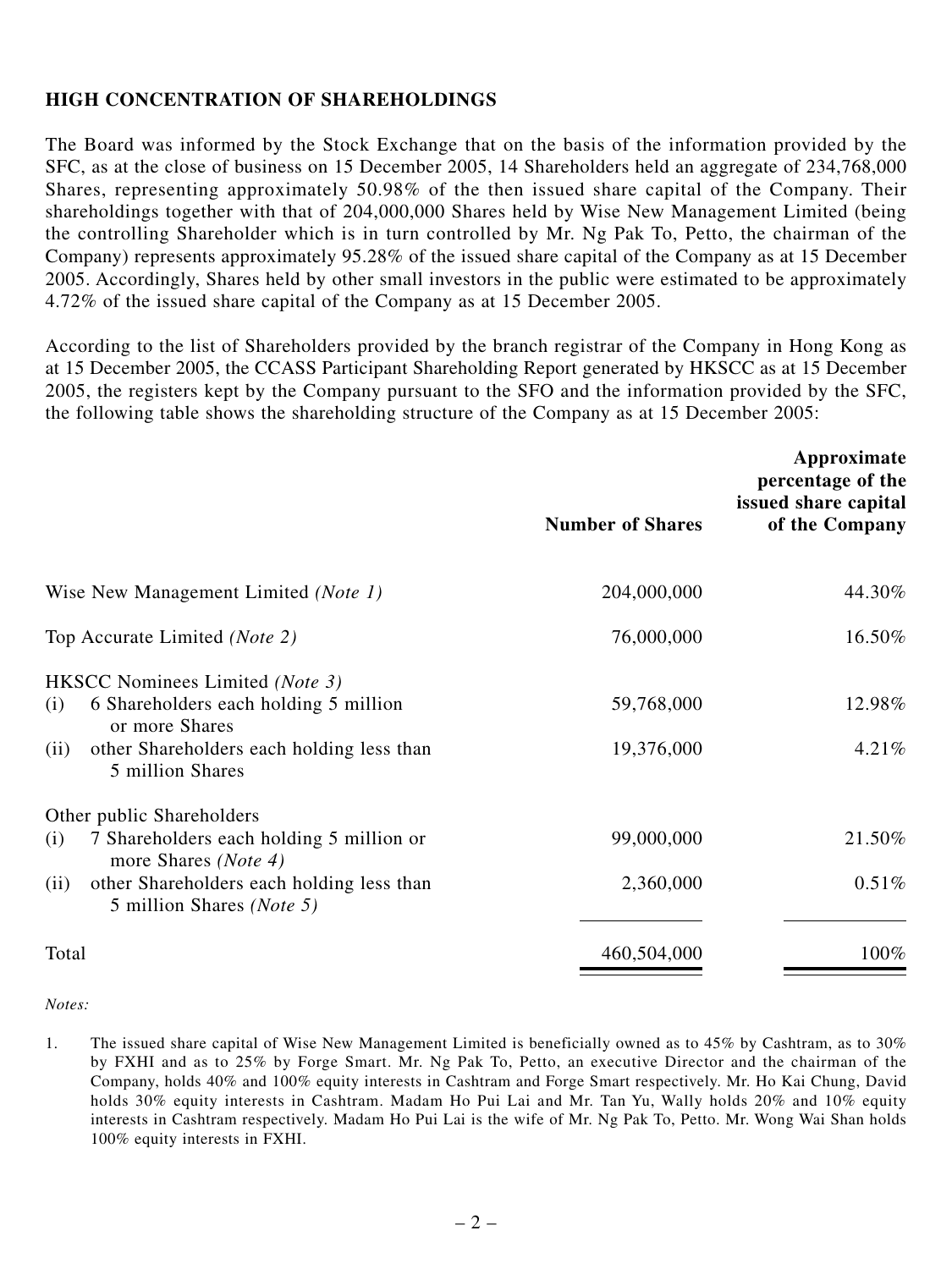## HIGH CONCENTRATION OF SHAREHOLDINGS

The Board was informed by the Stock Exchange that on the basis of the information provided by the SFC, as at the close of business on 15 December 2005, 14 Shareholders held an aggregate of 234,768,000 Shares, representing approximately 50.98% of the then issued share capital of the Company. Their shareholdings together with that of 204,000,000 Shares held by Wise New Management Limited (being the controlling Shareholder which is in turn controlled by Mr. Ng Pak To, Petto, the chairman of the Company) represents approximately 95.28% of the issued share capital of the Company as at 15 December 2005. Accordingly, Shares held by other small investors in the public were estimated to be approximately 4.72% of the issued share capital of the Company as at 15 December 2005.

According to the list of Shareholders provided by the branch registrar of the Company in Hong Kong as at 15 December 2005, the CCASS Participant Shareholding Report generated by HKSCC as at 15 December 2005, the registers kept by the Company pursuant to the SFO and the information provided by the SFC, the following table shows the shareholding structure of the Company as at 15 December 2005:

| | Number of Shares | Approximate percentage of the issued share capital of the Company |
|---|---|---|
| Wise New Management Limited *(Note 1)* | 204,000,000 | 44.30% |
| Top Accurate Limited *(Note 2)* | 76,000,000 | 16.50% |
| HKSCC Nominees Limited *(Note 3)* | | |
| (i) 6 Shareholders each holding 5 million or more Shares | 59,768,000 | 12.98% |
| (ii) other Shareholders each holding less than 5 million Shares | 19,376,000 | 4.21% |
| Other public Shareholders | | |
| (i) 7 Shareholders each holding 5 million or more Shares *(Note 4)* | 99,000,000 | 21.50% |
| (ii) other Shareholders each holding less than 5 million Shares *(Note 5)* | 2,360,000 | 0.51% |
| Total | 460,504,000 | 100% |

*Notes:*

1. The issued share capital of Wise New Management Limited is beneficially owned as to 45% by Cashtram, as to 30% by FXHI and as to 25% by Forge Smart. Mr. Ng Pak To, Petto, an executive Director and the chairman of the Company, holds 40% and 100% equity interests in Cashtram and Forge Smart respectively. Mr. Ho Kai Chung, David holds 30% equity interests in Cashtram. Madam Ho Pui Lai and Mr. Tan Yu, Wally holds 20% and 10% equity interests in Cashtram respectively. Madam Ho Pui Lai is the wife of Mr. Ng Pak To, Petto. Mr. Wong Wai Shan holds 100% equity interests in FXHI.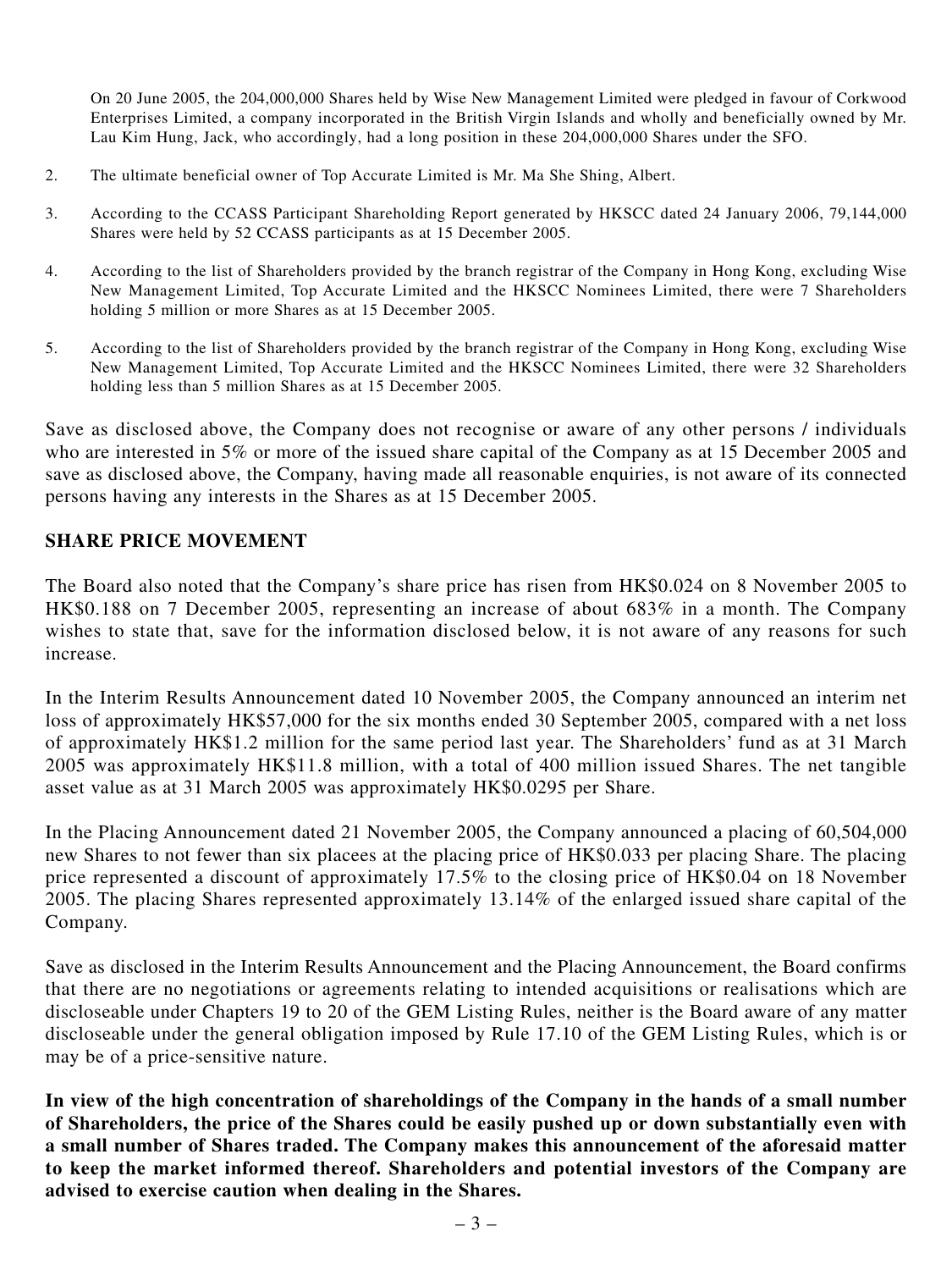On 20 June 2005, the 204,000,000 Shares held by Wise New Management Limited were pledged in favour of Corkwood Enterprises Limited, a company incorporated in the British Virgin Islands and wholly and beneficially owned by Mr. Lau Kim Hung, Jack, who accordingly, had a long position in these 204,000,000 Shares under the SFO.

2. The ultimate beneficial owner of Top Accurate Limited is Mr. Ma She Shing, Albert.

3. According to the CCASS Participant Shareholding Report generated by HKSCC dated 24 January 2006, 79,144,000 Shares were held by 52 CCASS participants as at 15 December 2005.

4. According to the list of Shareholders provided by the branch registrar of the Company in Hong Kong, excluding Wise New Management Limited, Top Accurate Limited and the HKSCC Nominees Limited, there were 7 Shareholders holding 5 million or more Shares as at 15 December 2005.

5. According to the list of Shareholders provided by the branch registrar of the Company in Hong Kong, excluding Wise New Management Limited, Top Accurate Limited and the HKSCC Nominees Limited, there were 32 Shareholders holding less than 5 million Shares as at 15 December 2005.

Save as disclosed above, the Company does not recognise or aware of any other persons / individuals who are interested in 5% or more of the issued share capital of the Company as at 15 December 2005 and save as disclosed above, the Company, having made all reasonable enquiries, is not aware of its connected persons having any interests in the Shares as at 15 December 2005.

## SHARE PRICE MOVEMENT

The Board also noted that the Company's share price has risen from HK$0.024 on 8 November 2005 to HK$0.188 on 7 December 2005, representing an increase of about 683% in a month. The Company wishes to state that, save for the information disclosed below, it is not aware of any reasons for such increase.

In the Interim Results Announcement dated 10 November 2005, the Company announced an interim net loss of approximately HK$57,000 for the six months ended 30 September 2005, compared with a net loss of approximately HK$1.2 million for the same period last year. The Shareholders' fund as at 31 March 2005 was approximately HK$11.8 million, with a total of 400 million issued Shares. The net tangible asset value as at 31 March 2005 was approximately HK$0.0295 per Share.

In the Placing Announcement dated 21 November 2005, the Company announced a placing of 60,504,000 new Shares to not fewer than six placees at the placing price of HK$0.033 per placing Share. The placing price represented a discount of approximately 17.5% to the closing price of HK$0.04 on 18 November 2005. The placing Shares represented approximately 13.14% of the enlarged issued share capital of the Company.

Save as disclosed in the Interim Results Announcement and the Placing Announcement, the Board confirms that there are no negotiations or agreements relating to intended acquisitions or realisations which are discloseable under Chapters 19 to 20 of the GEM Listing Rules, neither is the Board aware of any matter discloseable under the general obligation imposed by Rule 17.10 of the GEM Listing Rules, which is or may be of a price-sensitive nature.

**In view of the high concentration of shareholdings of the Company in the hands of a small number of Shareholders, the price of the Shares could be easily pushed up or down substantially even with a small number of Shares traded. The Company makes this announcement of the aforesaid matter to keep the market informed thereof. Shareholders and potential investors of the Company are advised to exercise caution when dealing in the Shares.**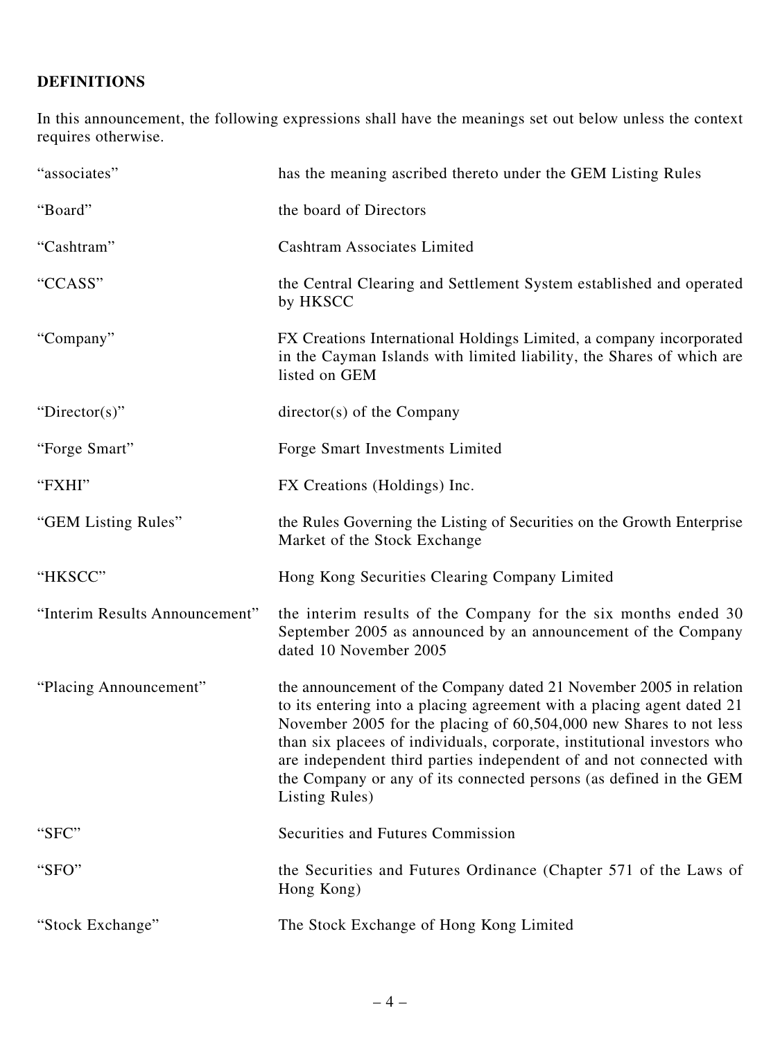**DEFINITIONS**

In this announcement, the following expressions shall have the meanings set out below unless the context requires otherwise.

| | |
|---|---|
| "associates" | has the meaning ascribed thereto under the GEM Listing Rules |
| "Board" | the board of Directors |
| "Cashtram" | Cashtram Associates Limited |
| "CCASS" | the Central Clearing and Settlement System established and operated by HKSCC |
| "Company" | FX Creations International Holdings Limited, a company incorporated in the Cayman Islands with limited liability, the Shares of which are listed on GEM |
| "Director(s)" | director(s) of the Company |
| "Forge Smart" | Forge Smart Investments Limited |
| "FXHI" | FX Creations (Holdings) Inc. |
| "GEM Listing Rules" | the Rules Governing the Listing of Securities on the Growth Enterprise Market of the Stock Exchange |
| "HKSCC" | Hong Kong Securities Clearing Company Limited |
| "Interim Results Announcement" | the interim results of the Company for the six months ended 30 September 2005 as announced by an announcement of the Company dated 10 November 2005 |
| "Placing Announcement" | the announcement of the Company dated 21 November 2005 in relation to its entering into a placing agreement with a placing agent dated 21 November 2005 for the placing of 60,504,000 new Shares to not less than six placees of individuals, corporate, institutional investors who are independent third parties independent of and not connected with the Company or any of its connected persons (as defined in the GEM Listing Rules) |
| "SFC" | Securities and Futures Commission |
| "SFO" | the Securities and Futures Ordinance (Chapter 571 of the Laws of Hong Kong) |
| "Stock Exchange" | The Stock Exchange of Hong Kong Limited |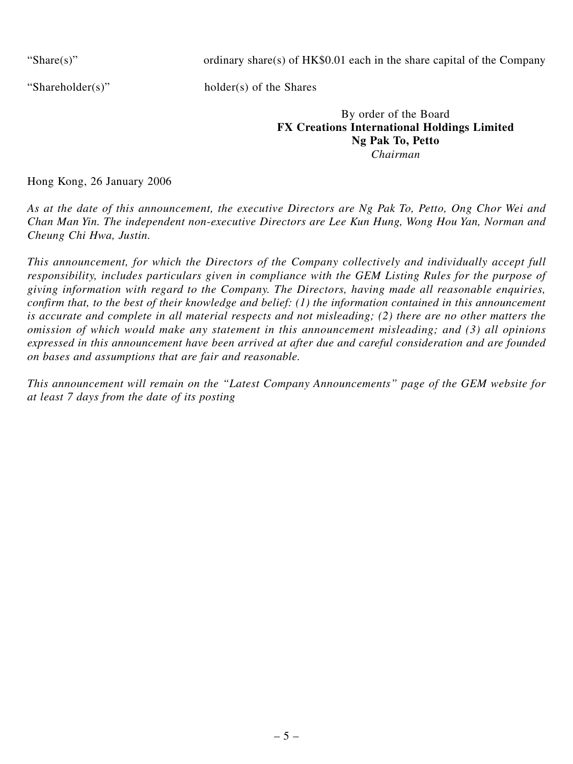| | |
|---|---|
| "Share(s)" | ordinary share(s) of HK$0.01 each in the share capital of the Company |
| "Shareholder(s)" | holder(s) of the Shares |

By order of the Board
**FX Creations International Holdings Limited**
**Ng Pak To, Petto**
*Chairman*

Hong Kong, 26 January 2006

*As at the date of this announcement, the executive Directors are Ng Pak To, Petto, Ong Chor Wei and Chan Man Yin. The independent non-executive Directors are Lee Kun Hung, Wong Hou Yan, Norman and Cheung Chi Hwa, Justin.*

*This announcement, for which the Directors of the Company collectively and individually accept full responsibility, includes particulars given in compliance with the GEM Listing Rules for the purpose of giving information with regard to the Company. The Directors, having made all reasonable enquiries, confirm that, to the best of their knowledge and belief: (1) the information contained in this announcement is accurate and complete in all material respects and not misleading; (2) there are no other matters the omission of which would make any statement in this announcement misleading; and (3) all opinions expressed in this announcement have been arrived at after due and careful consideration and are founded on bases and assumptions that are fair and reasonable.*

*This announcement will remain on the "Latest Company Announcements" page of the GEM website for at least 7 days from the date of its posting*